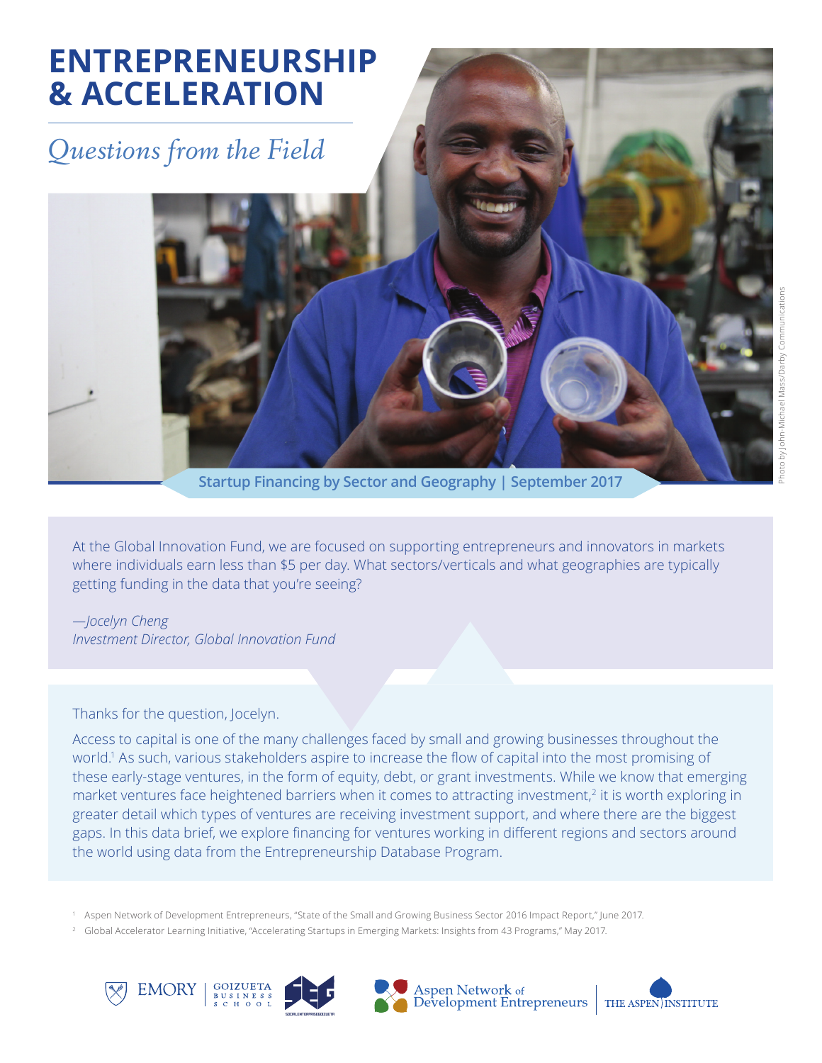# ENTREPRENEURSHIP & ACCELERATION

*Questions from the Field*

Photo by John-Michael Mass/Darby Communications

**Startup Financing by Sector and Geography | September 2017**

At the Global Innovation Fund, we are focused on supporting entrepreneurs and innovators in markets where individuals earn less than $5 per day. What sectors/verticals and what geographies are typically getting funding in the data that you're seeing?

*—Jocelyn Cheng*
*Investment Director, Global Innovation Fund*

Thanks for the question, Jocelyn.

Access to capital is one of the many challenges faced by small and growing businesses throughout the world.[1] As such, various stakeholders aspire to increase the flow of capital into the most promising of these early-stage ventures, in the form of equity, debt, or grant investments. While we know that emerging market ventures face heightened barriers when it comes to attracting investment,[2] it is worth exploring in greater detail which types of ventures are receiving investment support, and where there are the biggest gaps. In this data brief, we explore financing for ventures working in different regions and sectors around the world using data from the Entrepreneurship Database Program.

[1] Aspen Network of Development Entrepreneurs, "State of the Small and Growing Business Sector 2016 Impact Report," June 2017.

[2] Global Accelerator Learning Initiative, "Accelerating Startups in Emerging Markets: Insights from 43 Programs," May 2017.

EMORY | GOIZUETA BUSINESS SCHOOL | SOCIAL ENTERPRISE @ GOIZUETA | Aspen Network of Development Entrepreneurs | THE ASPEN INSTITUTE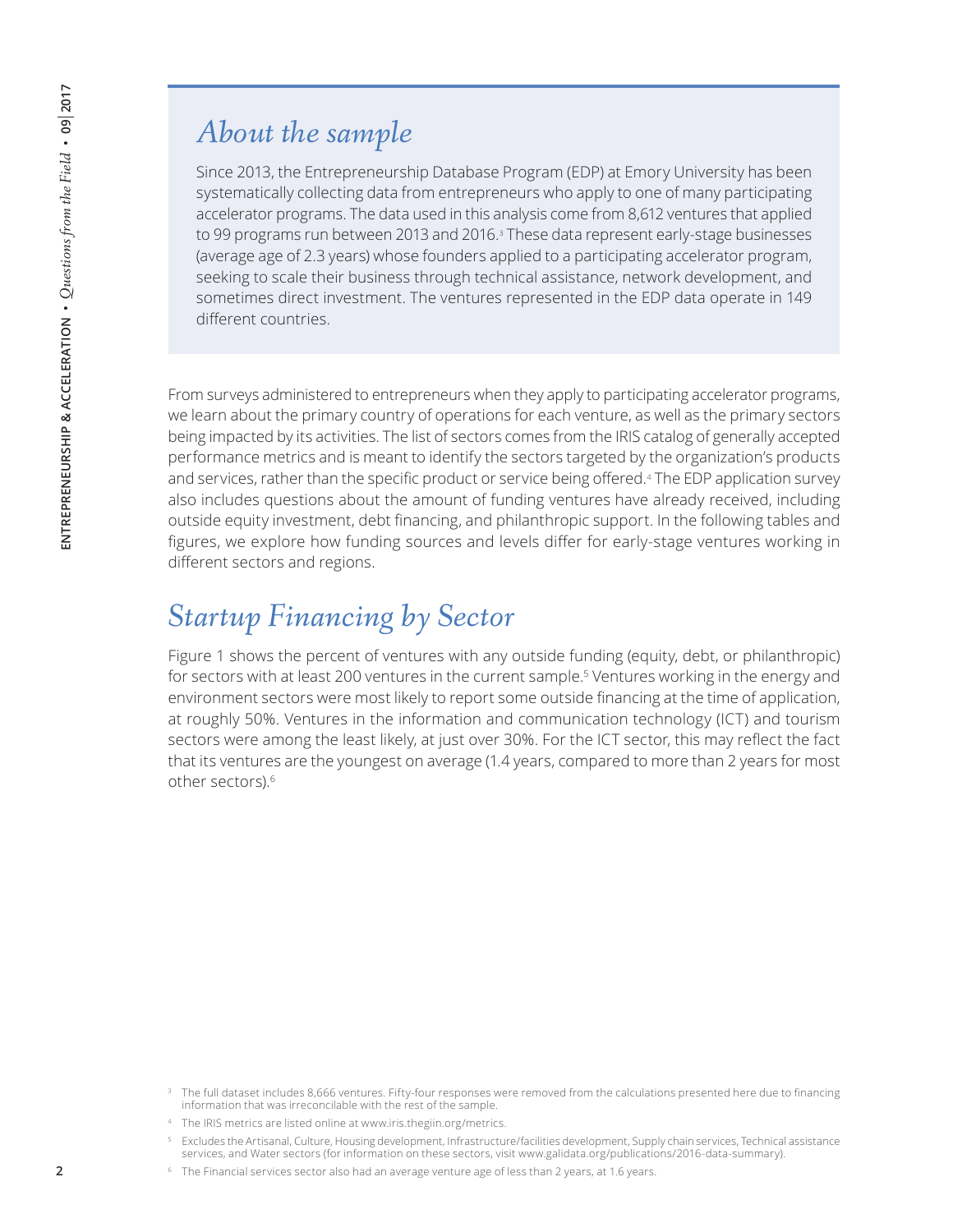## *About the sample*

Since 2013, the Entrepreneurship Database Program (EDP) at Emory University has been systematically collecting data from entrepreneurs who apply to one of many participating accelerator programs. The data used in this analysis come from 8,612 ventures that applied to 99 programs run between 2013 and 2016.[3] These data represent early-stage businesses (average age of 2.3 years) whose founders applied to a participating accelerator program, seeking to scale their business through technical assistance, network development, and sometimes direct investment. The ventures represented in the EDP data operate in 149 different countries.

From surveys administered to entrepreneurs when they apply to participating accelerator programs, we learn about the primary country of operations for each venture, as well as the primary sectors being impacted by its activities. The list of sectors comes from the IRIS catalog of generally accepted performance metrics and is meant to identify the sectors targeted by the organization's products and services, rather than the specific product or service being offered.[4] The EDP application survey also includes questions about the amount of funding ventures have already received, including outside equity investment, debt financing, and philanthropic support. In the following tables and figures, we explore how funding sources and levels differ for early-stage ventures working in different sectors and regions.

## *Startup Financing by Sector*

Figure 1 shows the percent of ventures with any outside funding (equity, debt, or philanthropic) for sectors with at least 200 ventures in the current sample.[5] Ventures working in the energy and environment sectors were most likely to report some outside financing at the time of application, at roughly 50%. Ventures in the information and communication technology (ICT) and tourism sectors were among the least likely, at just over 30%. For the ICT sector, this may reflect the fact that its ventures are the youngest on average (1.4 years, compared to more than 2 years for most other sectors).[6]

[3] The full dataset includes 8,666 ventures. Fifty-four responses were removed from the calculations presented here due to financing information that was irreconcilable with the rest of the sample.

[4] The IRIS metrics are listed online at www.iris.thegiin.org/metrics.

[5] Excludes the Artisanal, Culture, Housing development, Infrastructure/facilities development, Supply chain services, Technical assistance services, and Water sectors (for information on these sectors, visit www.galidata.org/publications/2016-data-summary).

[6] The Financial services sector also had an average venture age of less than 2 years, at 1.6 years.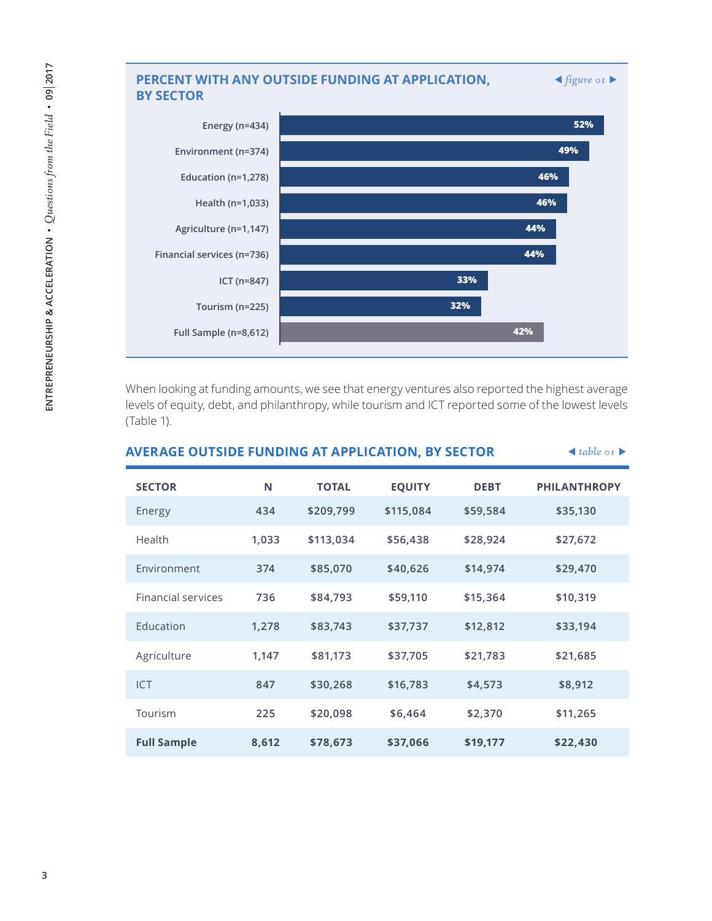## PERCENT WITH ANY OUTSIDE FUNDING AT APPLICATION, BY SECTOR

*figure 01*

| Sector | Percent |
|---|---|
| Energy (n=434) | 52% |
| Environment (n=374) | 49% |
| Education (n=1,278) | 46% |
| Health (n=1,033) | 46% |
| Agriculture (n=1,147) | 44% |
| Financial services (n=736) | 44% |
| ICT (n=847) | 33% |
| Tourism (n=225) | 32% |
| Full Sample (n=8,612) | 42% |

When looking at funding amounts, we see that energy ventures also reported the highest average levels of equity, debt, and philanthropy, while tourism and ICT reported some of the lowest levels (Table 1).

## AVERAGE OUTSIDE FUNDING AT APPLICATION, BY SECTOR

*table 01*

| SECTOR | N | TOTAL | EQUITY | DEBT | PHILANTHROPY |
|---|---|---|---|---|---|
| Energy | 434 | $209,799 | $115,084 | $59,584 | $35,130 |
| Health | 1,033 | $113,034 | $56,438 | $28,924 | $27,672 |
| Environment | 374 | $85,070 | $40,626 | $14,974 | $29,470 |
| Financial services | 736 | $84,793 | $59,110 | $15,364 | $10,319 |
| Education | 1,278 | $83,743 | $37,737 | $12,812 | $33,194 |
| Agriculture | 1,147 | $81,173 | $37,705 | $21,783 | $21,685 |
| ICT | 847 | $30,268 | $16,783 | $4,573 | $8,912 |
| Tourism | 225 | $20,098 | $6,464 | $2,370 | $11,265 |
| **Full Sample** | **8,612** | **$78,673** | **$37,066** | **$19,177** | **$22,430** |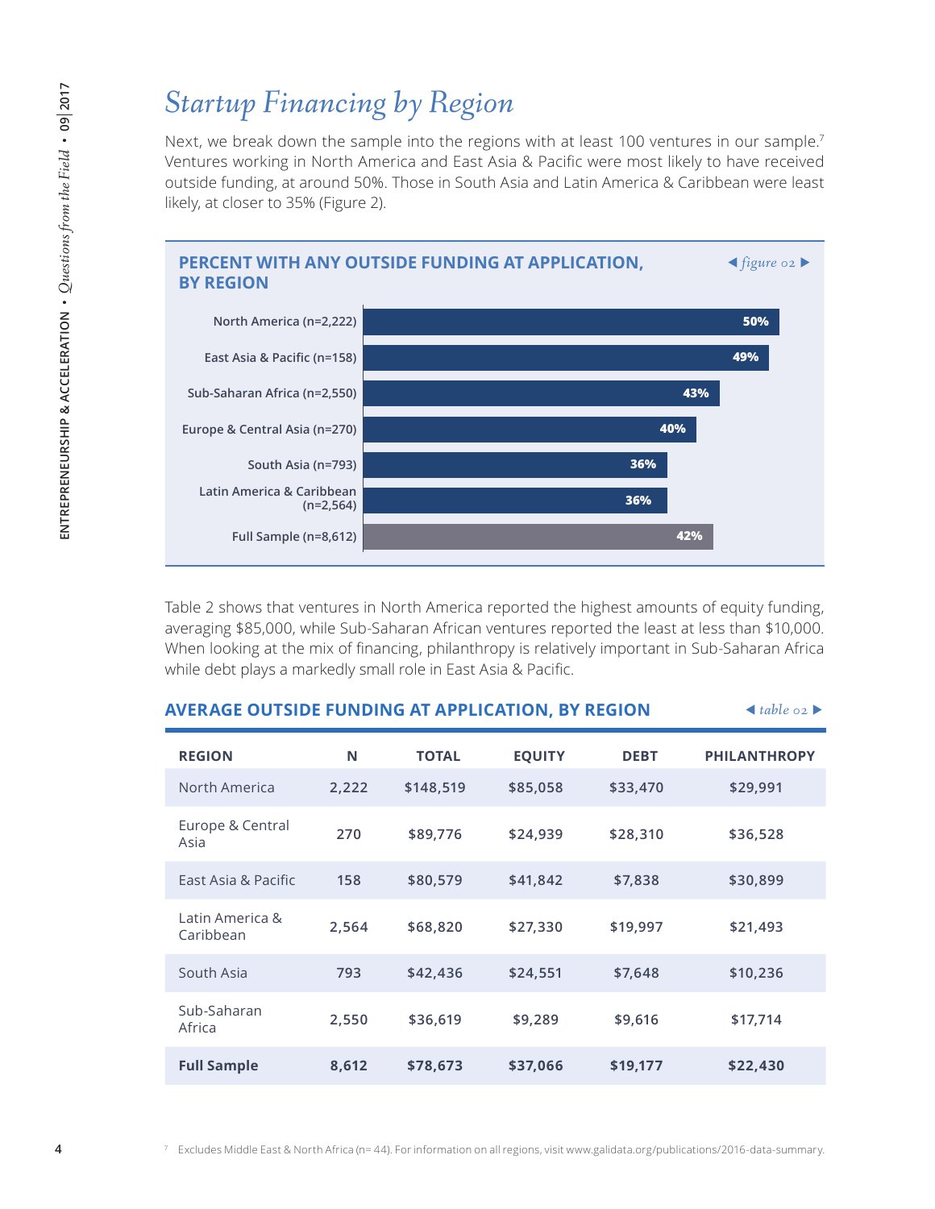# *Startup Financing by Region*

Next, we break down the sample into the regions with at least 100 ventures in our sample.[7] Ventures working in North America and East Asia & Pacific were most likely to have received outside funding, at around 50%. Those in South Asia and Latin America & Caribbean were least likely, at closer to 35% (Figure 2).

## PERCENT WITH ANY OUTSIDE FUNDING AT APPLICATION, BY REGION

*figure 02*

| Region | Percent |
|---|---|
| North America (n=2,222) | 50% |
| East Asia & Pacific (n=158) | 49% |
| Sub-Saharan Africa (n=2,550) | 43% |
| Europe & Central Asia (n=270) | 40% |
| South Asia (n=793) | 36% |
| Latin America & Caribbean (n=2,564) | 36% |
| Full Sample (n=8,612) | 42% |

Table 2 shows that ventures in North America reported the highest amounts of equity funding, averaging $85,000, while Sub-Saharan African ventures reported the least at less than $10,000. When looking at the mix of financing, philanthropy is relatively important in Sub-Saharan Africa while debt plays a markedly small role in East Asia & Pacific.

## AVERAGE OUTSIDE FUNDING AT APPLICATION, BY REGION

*table 02*

| REGION | N | TOTAL | EQUITY | DEBT | PHILANTHROPY |
|---|---|---|---|---|---|
| North America | 2,222 | $148,519 | $85,058 | $33,470 | $29,991 |
| Europe & Central Asia | 270 | $89,776 | $24,939 | $28,310 | $36,528 |
| East Asia & Pacific | 158 | $80,579 | $41,842 | $7,838 | $30,899 |
| Latin America & Caribbean | 2,564 | $68,820 | $27,330 | $19,997 | $21,493 |
| South Asia | 793 | $42,436 | $24,551 | $7,648 | $10,236 |
| Sub-Saharan Africa | 2,550 | $36,619 | $9,289 | $9,616 | $17,714 |
| **Full Sample** | **8,612** | **$78,673** | **$37,066** | **$19,177** | **$22,430** |

[7] Excludes Middle East & North Africa (n= 44). For information on all regions, visit www.galidata.org/publications/2016-data-summary.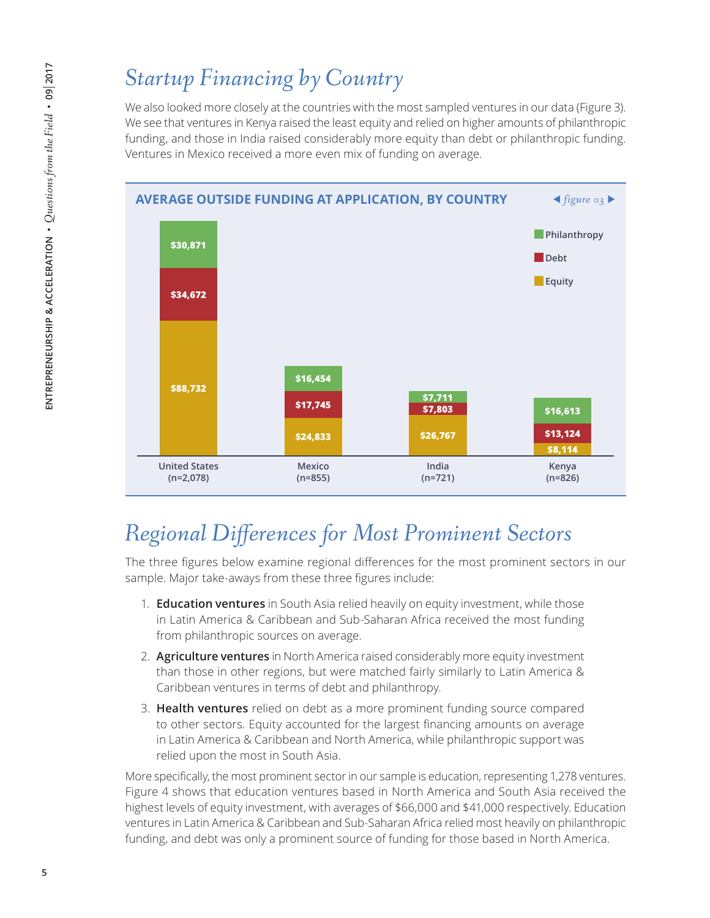## *Startup Financing by Country*

We also looked more closely at the countries with the most sampled ventures in our data (Figure 3). We see that ventures in Kenya raised the least equity and relied on higher amounts of philanthropic funding, and those in India raised considerably more equity than debt or philanthropic funding. Ventures in Mexico received a more even mix of funding on average.

**AVERAGE OUTSIDE FUNDING AT APPLICATION, BY COUNTRY** *figure 03*

| | United States (n=2,078) | Mexico (n=855) | India (n=721) | Kenya (n=826) |
|---|---|---|---|---|
| Philanthropy | $30,871 | $16,454 | $7,711 | $16,613 |
| Debt | $34,672 | $17,745 | $7,803 | $13,124 |
| Equity | $88,732 | $24,833 | $26,767 | $8,114 |

## *Regional Differences for Most Prominent Sectors*

The three figures below examine regional differences for the most prominent sectors in our sample. Major take-aways from these three figures include:

1. **Education ventures** in South Asia relied heavily on equity investment, while those in Latin America & Caribbean and Sub-Saharan Africa received the most funding from philanthropic sources on average.
2. **Agriculture ventures** in North America raised considerably more equity investment than those in other regions, but were matched fairly similarly to Latin America & Caribbean ventures in terms of debt and philanthropy.
3. **Health ventures** relied on debt as a more prominent funding source compared to other sectors. Equity accounted for the largest financing amounts on average in Latin America & Caribbean and North America, while philanthropic support was relied upon the most in South Asia.

More specifically, the most prominent sector in our sample is education, representing 1,278 ventures. Figure 4 shows that education ventures based in North America and South Asia received the highest levels of equity investment, with averages of $66,000 and $41,000 respectively. Education ventures in Latin America & Caribbean and Sub-Saharan Africa relied most heavily on philanthropic funding, and debt was only a prominent source of funding for those based in North America.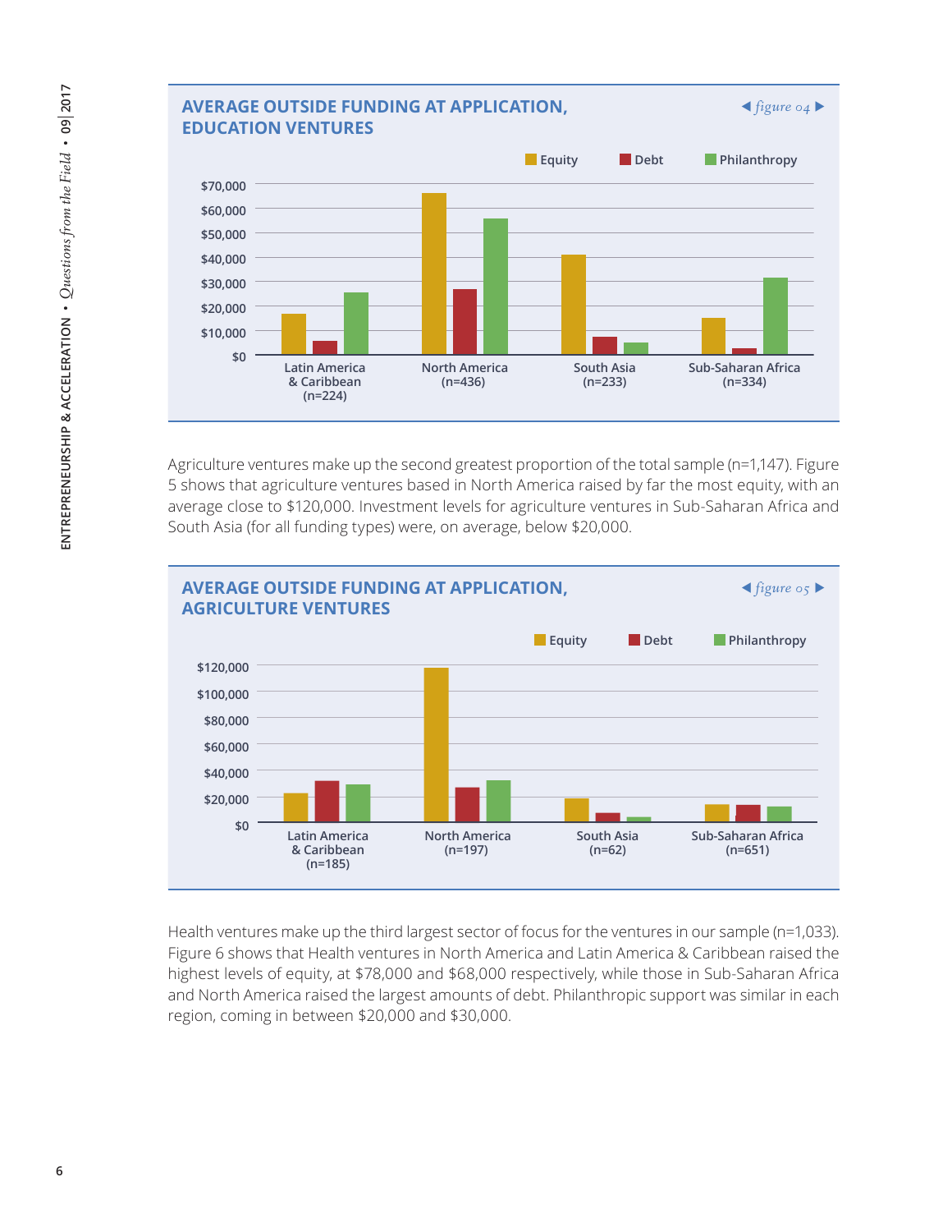## AVERAGE OUTSIDE FUNDING AT APPLICATION, EDUCATION VENTURES

*figure 04*

Agriculture ventures make up the second greatest proportion of the total sample (n=1,147). Figure 5 shows that agriculture ventures based in North America raised by far the most equity, with an average close to $120,000. Investment levels for agriculture ventures in Sub-Saharan Africa and South Asia (for all funding types) were, on average, below $20,000.

## AVERAGE OUTSIDE FUNDING AT APPLICATION, AGRICULTURE VENTURES

*figure 05*

Health ventures make up the third largest sector of focus for the ventures in our sample (n=1,033). Figure 6 shows that Health ventures in North America and Latin America & Caribbean raised the highest levels of equity, at $78,000 and $68,000 respectively, while those in Sub-Saharan Africa and North America raised the largest amounts of debt. Philanthropic support was similar in each region, coming in between $20,000 and $30,000.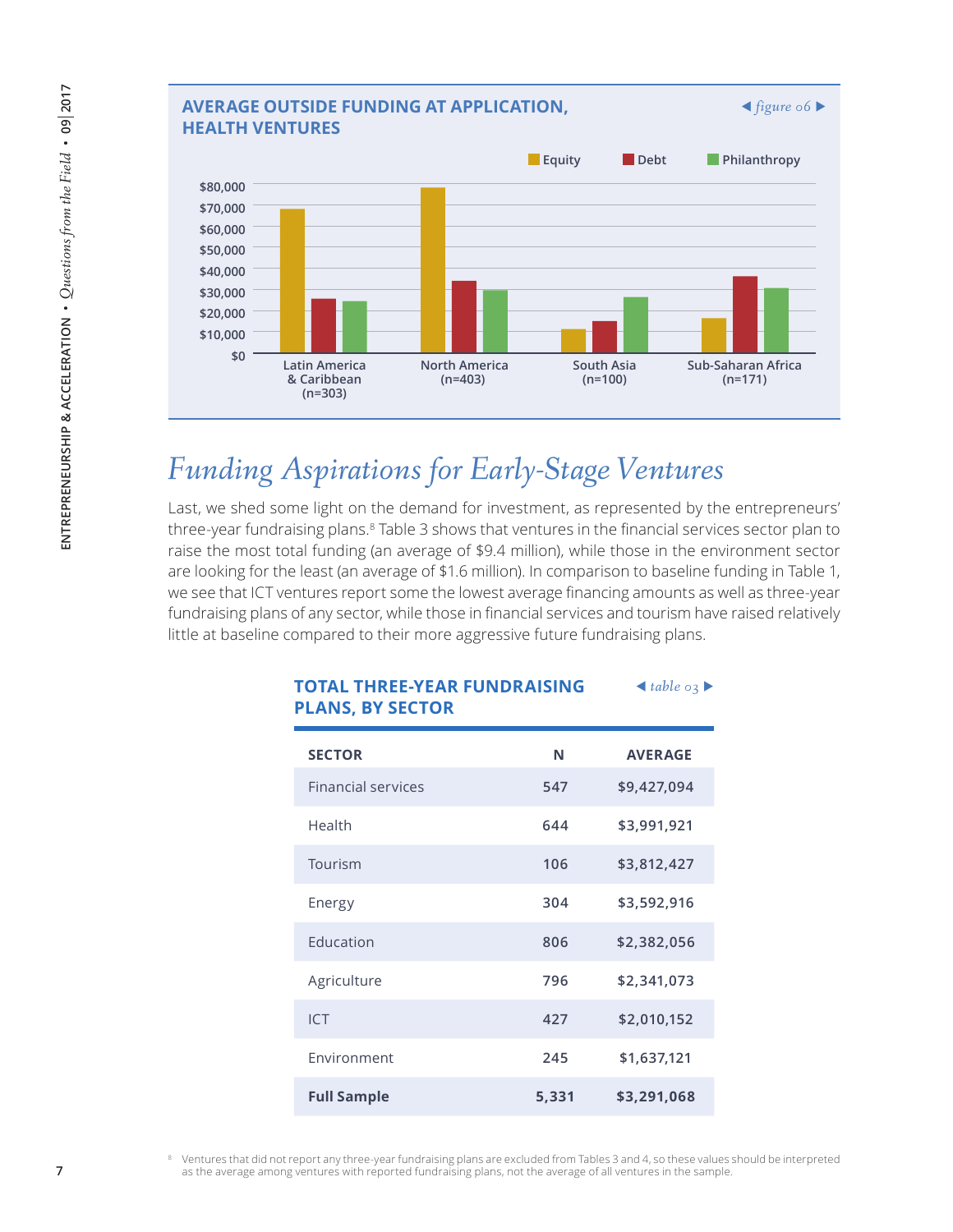## AVERAGE OUTSIDE FUNDING AT APPLICATION, HEALTH VENTURES

*figure 06*

Equity | Debt | Philanthropy

$80,000
$70,000
$60,000
$50,000
$40,000
$30,000
$20,000
$10,000
$0

Latin America & Caribbean (n=303) | North America (n=403) | South Asia (n=100) | Sub-Saharan Africa (n=171)

# *Funding Aspirations for Early-Stage Ventures*

Last, we shed some light on the demand for investment, as represented by the entrepreneurs' three-year fundraising plans.[8] Table 3 shows that ventures in the financial services sector plan to raise the most total funding (an average of $9.4 million), while those in the environment sector are looking for the least (an average of $1.6 million). In comparison to baseline funding in Table 1, we see that ICT ventures report some the lowest average financing amounts as well as three-year fundraising plans of any sector, while those in financial services and tourism have raised relatively little at baseline compared to their more aggressive future fundraising plans.

## TOTAL THREE-YEAR FUNDRAISING PLANS, BY SECTOR

*table 03*

| SECTOR | N | AVERAGE |
|---|---|---|
| Financial services | 547 | $9,427,094 |
| Health | 644 | $3,991,921 |
| Tourism | 106 | $3,812,427 |
| Energy | 304 | $3,592,916 |
| Education | 806 | $2,382,056 |
| Agriculture | 796 | $2,341,073 |
| ICT | 427 | $2,010,152 |
| Environment | 245 | $1,637,121 |
| **Full Sample** | **5,331** | **$3,291,068** |

[8] Ventures that did not report any three-year fundraising plans are excluded from Tables 3 and 4, so these values should be interpreted as the average among ventures with reported fundraising plans, not the average of all ventures in the sample.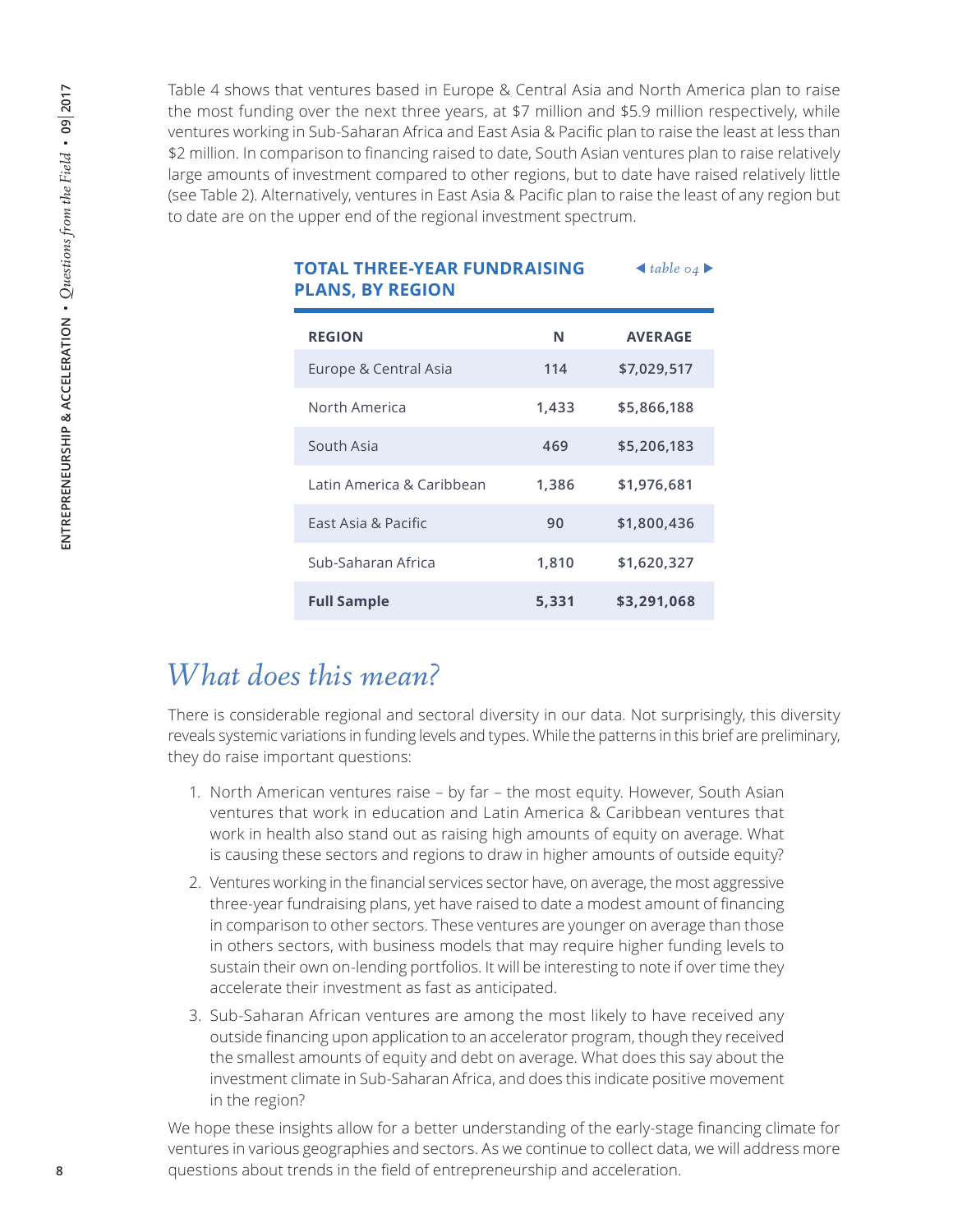Table 4 shows that ventures based in Europe & Central Asia and North America plan to raise the most funding over the next three years, at $7 million and $5.9 million respectively, while ventures working in Sub-Saharan Africa and East Asia & Pacific plan to raise the least at less than $2 million. In comparison to financing raised to date, South Asian ventures plan to raise relatively large amounts of investment compared to other regions, but to date have raised relatively little (see Table 2). Alternatively, ventures in East Asia & Pacific plan to raise the least of any region but to date are on the upper end of the regional investment spectrum.

**TOTAL THREE-YEAR FUNDRAISING PLANS, BY REGION** *table 04*

| REGION | N | AVERAGE |
|---|---|---|
| Europe & Central Asia | 114 | $7,029,517 |
| North America | 1,433 | $5,866,188 |
| South Asia | 469 | $5,206,183 |
| Latin America & Caribbean | 1,386 | $1,976,681 |
| East Asia & Pacific | 90 | $1,800,436 |
| Sub-Saharan Africa | 1,810 | $1,620,327 |
| **Full Sample** | **5,331** | **$3,291,068** |

## *What does this mean?*

There is considerable regional and sectoral diversity in our data. Not surprisingly, this diversity reveals systemic variations in funding levels and types. While the patterns in this brief are preliminary, they do raise important questions:

1. North American ventures raise – by far – the most equity. However, South Asian ventures that work in education and Latin America & Caribbean ventures that work in health also stand out as raising high amounts of equity on average. What is causing these sectors and regions to draw in higher amounts of outside equity?
2. Ventures working in the financial services sector have, on average, the most aggressive three-year fundraising plans, yet have raised to date a modest amount of financing in comparison to other sectors. These ventures are younger on average than those in others sectors, with business models that may require higher funding levels to sustain their own on-lending portfolios. It will be interesting to note if over time they accelerate their investment as fast as anticipated.
3. Sub-Saharan African ventures are among the most likely to have received any outside financing upon application to an accelerator program, though they received the smallest amounts of equity and debt on average. What does this say about the investment climate in Sub-Saharan Africa, and does this indicate positive movement in the region?

We hope these insights allow for a better understanding of the early-stage financing climate for ventures in various geographies and sectors. As we continue to collect data, we will address more questions about trends in the field of entrepreneurship and acceleration.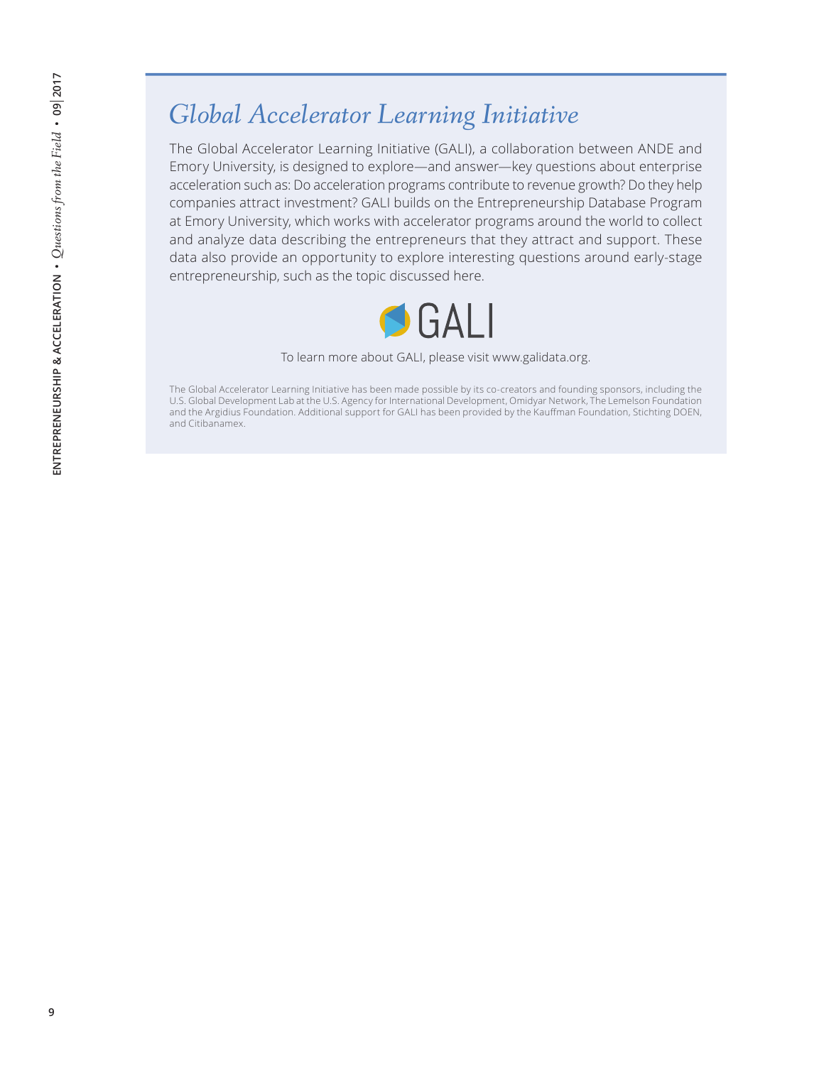## Global Accelerator Learning Initiative

The Global Accelerator Learning Initiative (GALI), a collaboration between ANDE and Emory University, is designed to explore—and answer—key questions about enterprise acceleration such as: Do acceleration programs contribute to revenue growth? Do they help companies attract investment? GALI builds on the Entrepreneurship Database Program at Emory University, which works with accelerator programs around the world to collect and analyze data describing the entrepreneurs that they attract and support. These data also provide an opportunity to explore interesting questions around early-stage entrepreneurship, such as the topic discussed here.

GALI

To learn more about GALI, please visit www.galidata.org.

The Global Accelerator Learning Initiative has been made possible by its co-creators and founding sponsors, including the U.S. Global Development Lab at the U.S. Agency for International Development, Omidyar Network, The Lemelson Foundation and the Argidius Foundation. Additional support for GALI has been provided by the Kauffman Foundation, Stichting DOEN, and Citibanamex.